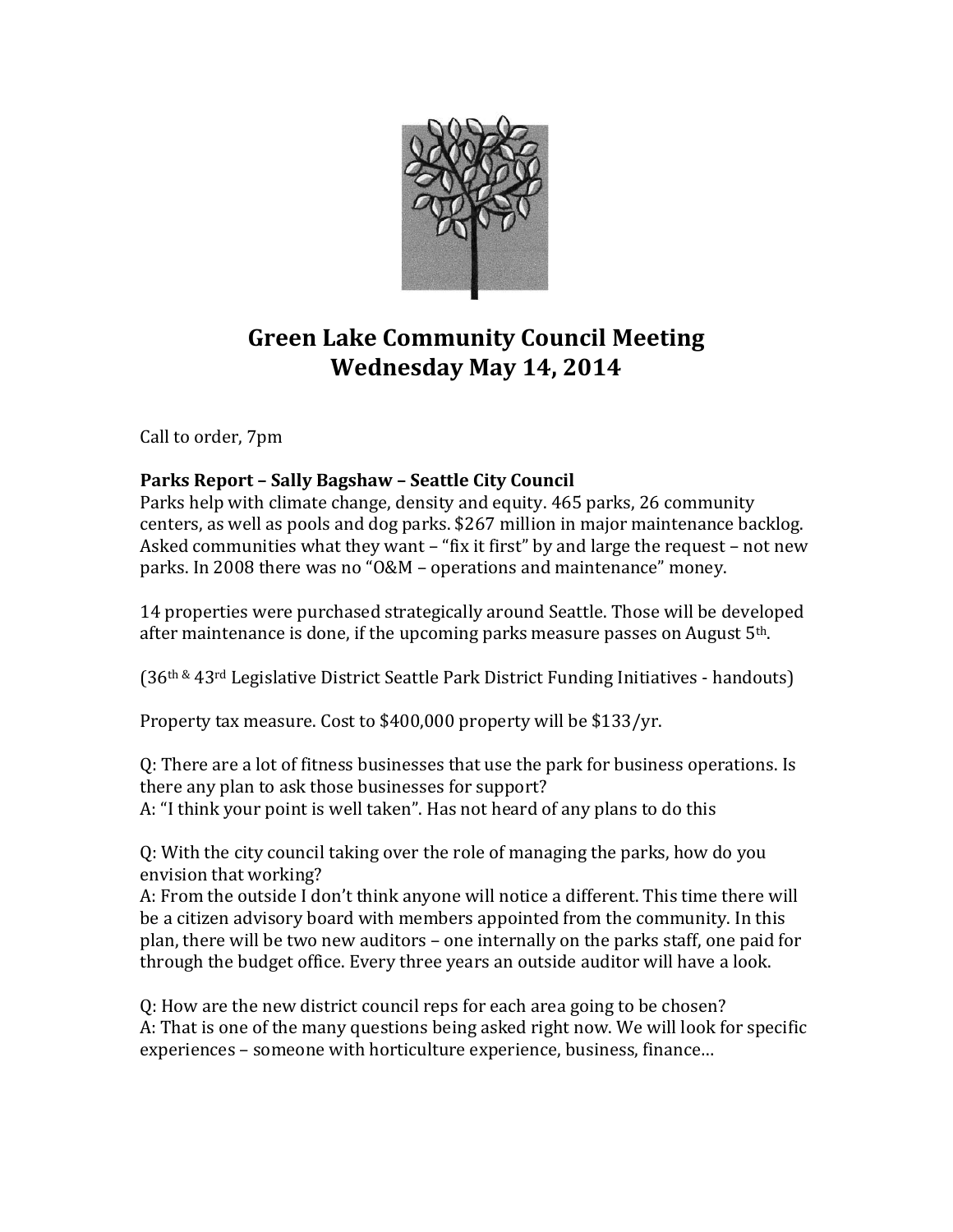# Green Lake Community Council Meeting
# Wednesday May 14, 2014

Call to order, 7pm

**Parks Report – Sally Bagshaw – Seattle City Council**

Parks help with climate change, density and equity. 465 parks, 26 community centers, as well as pools and dog parks. $267 million in major maintenance backlog. Asked communities what they want – "fix it first" by and large the request – not new parks. In 2008 there was no "O&M – operations and maintenance" money.

14 properties were purchased strategically around Seattle. Those will be developed after maintenance is done, if the upcoming parks measure passes on August 5th.

(36th & 43rd Legislative District Seattle Park District Funding Initiatives - handouts)

Property tax measure. Cost to $400,000 property will be $133/yr.

Q: There are a lot of fitness businesses that use the park for business operations. Is there any plan to ask those businesses for support?
A: "I think your point is well taken". Has not heard of any plans to do this

Q: With the city council taking over the role of managing the parks, how do you envision that working?
A: From the outside I don't think anyone will notice a different. This time there will be a citizen advisory board with members appointed from the community. In this plan, there will be two new auditors – one internally on the parks staff, one paid for through the budget office. Every three years an outside auditor will have a look.

Q: How are the new district council reps for each area going to be chosen?
A: That is one of the many questions being asked right now. We will look for specific experiences – someone with horticulture experience, business, finance…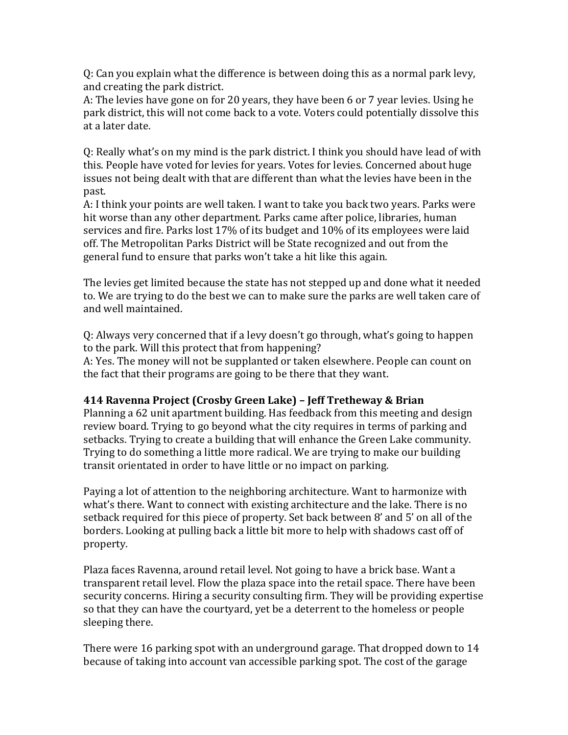Q: Can you explain what the difference is between doing this as a normal park levy, and creating the park district.
A: The levies have gone on for 20 years, they have been 6 or 7 year levies. Using he park district, this will not come back to a vote. Voters could potentially dissolve this at a later date.

Q: Really what's on my mind is the park district. I think you should have lead of with this. People have voted for levies for years. Votes for levies. Concerned about huge issues not being dealt with that are different than what the levies have been in the past.
A: I think your points are well taken. I want to take you back two years. Parks were hit worse than any other department. Parks came after police, libraries, human services and fire. Parks lost 17% of its budget and 10% of its employees were laid off. The Metropolitan Parks District will be State recognized and out from the general fund to ensure that parks won't take a hit like this again.

The levies get limited because the state has not stepped up and done what it needed to. We are trying to do the best we can to make sure the parks are well taken care of and well maintained.

Q: Always very concerned that if a levy doesn't go through, what's going to happen to the park. Will this protect that from happening?
A: Yes. The money will not be supplanted or taken elsewhere. People can count on the fact that their programs are going to be there that they want.

**414 Ravenna Project (Crosby Green Lake) – Jeff Tretheway & Brian**
Planning a 62 unit apartment building. Has feedback from this meeting and design review board. Trying to go beyond what the city requires in terms of parking and setbacks. Trying to create a building that will enhance the Green Lake community. Trying to do something a little more radical. We are trying to make our building transit orientated in order to have little or no impact on parking.

Paying a lot of attention to the neighboring architecture. Want to harmonize with what's there. Want to connect with existing architecture and the lake. There is no setback required for this piece of property. Set back between 8' and 5' on all of the borders. Looking at pulling back a little bit more to help with shadows cast off of property.

Plaza faces Ravenna, around retail level. Not going to have a brick base. Want a transparent retail level. Flow the plaza space into the retail space. There have been security concerns. Hiring a security consulting firm. They will be providing expertise so that they can have the courtyard, yet be a deterrent to the homeless or people sleeping there.

There were 16 parking spot with an underground garage. That dropped down to 14 because of taking into account van accessible parking spot. The cost of the garage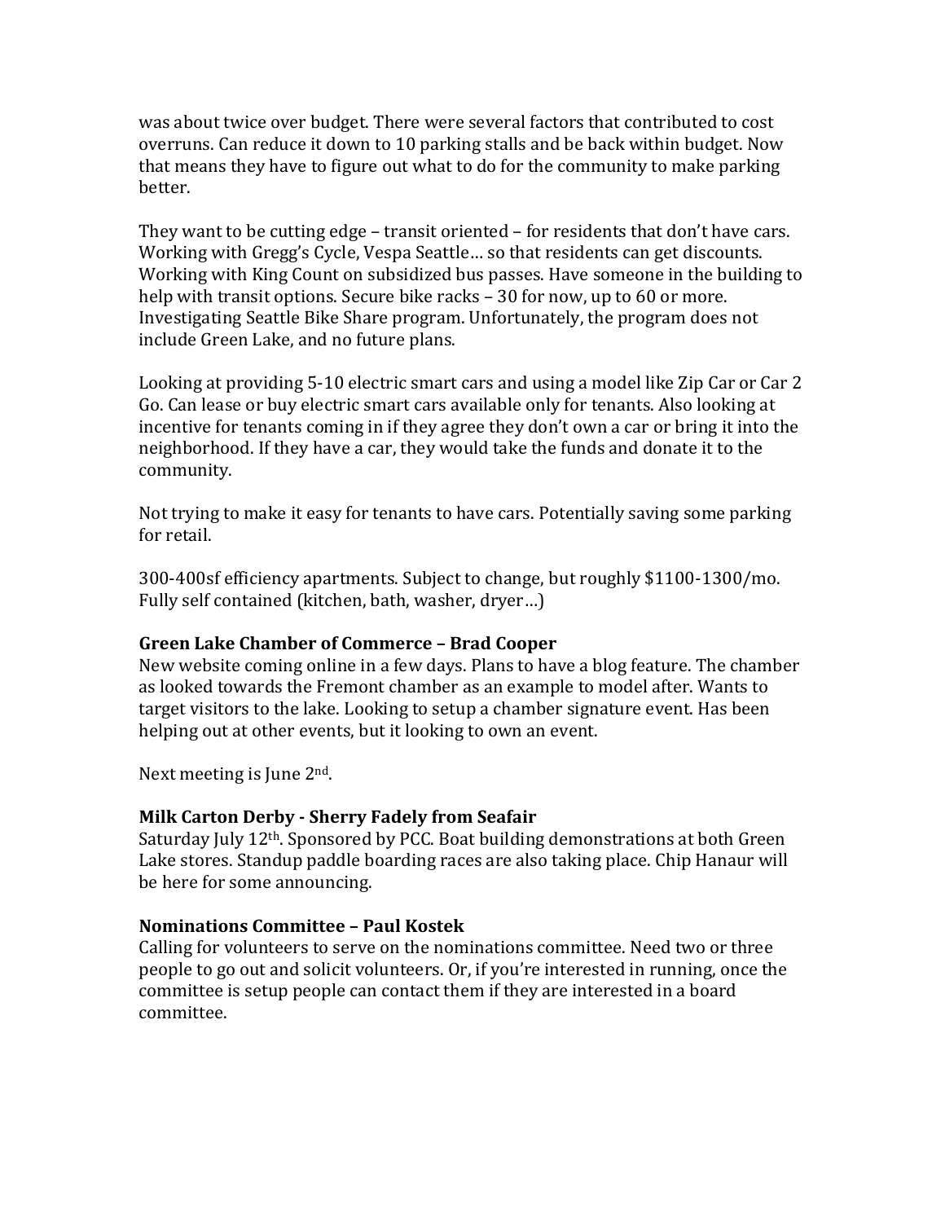was about twice over budget. There were several factors that contributed to cost overruns. Can reduce it down to 10 parking stalls and be back within budget. Now that means they have to figure out what to do for the community to make parking better.

They want to be cutting edge – transit oriented – for residents that don't have cars. Working with Gregg's Cycle, Vespa Seattle… so that residents can get discounts. Working with King Count on subsidized bus passes. Have someone in the building to help with transit options. Secure bike racks – 30 for now, up to 60 or more. Investigating Seattle Bike Share program. Unfortunately, the program does not include Green Lake, and no future plans.

Looking at providing 5-10 electric smart cars and using a model like Zip Car or Car 2 Go. Can lease or buy electric smart cars available only for tenants. Also looking at incentive for tenants coming in if they agree they don't own a car or bring it into the neighborhood. If they have a car, they would take the funds and donate it to the community.

Not trying to make it easy for tenants to have cars. Potentially saving some parking for retail.

300-400sf efficiency apartments. Subject to change, but roughly $1100-1300/mo. Fully self contained (kitchen, bath, washer, dryer…)

**Green Lake Chamber of Commerce – Brad Cooper**
New website coming online in a few days. Plans to have a blog feature. The chamber as looked towards the Fremont chamber as an example to model after. Wants to target visitors to the lake. Looking to setup a chamber signature event. Has been helping out at other events, but it looking to own an event.

Next meeting is June 2nd.

**Milk Carton Derby - Sherry Fadely from Seafair**
Saturday July 12th. Sponsored by PCC. Boat building demonstrations at both Green Lake stores. Standup paddle boarding races are also taking place. Chip Hanaur will be here for some announcing.

**Nominations Committee – Paul Kostek**
Calling for volunteers to serve on the nominations committee. Need two or three people to go out and solicit volunteers. Or, if you're interested in running, once the committee is setup people can contact them if they are interested in a board committee.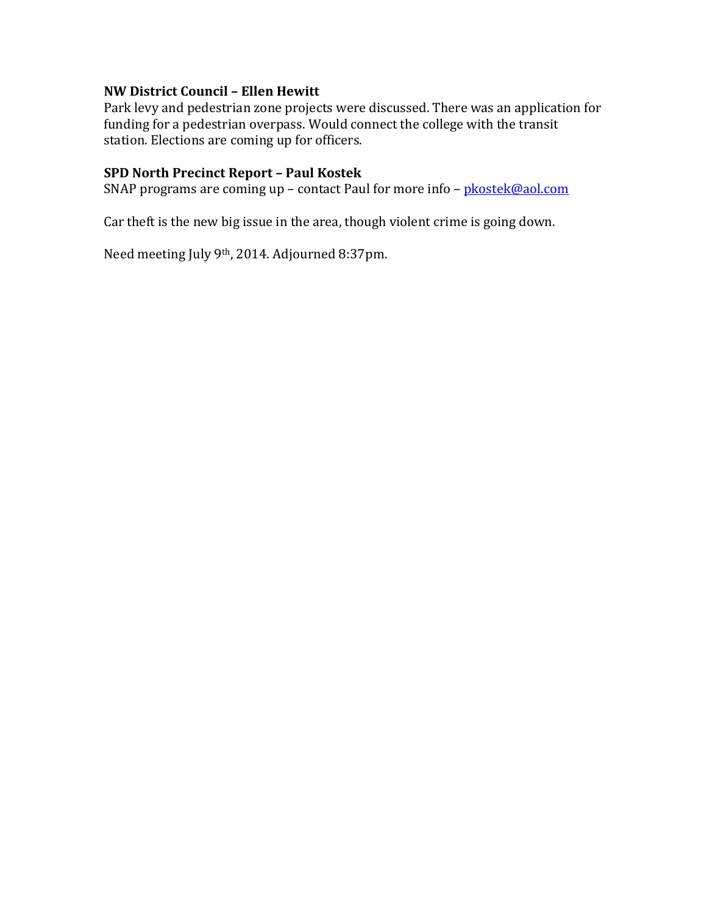**NW District Council – Ellen Hewitt**
Park levy and pedestrian zone projects were discussed. There was an application for funding for a pedestrian overpass. Would connect the college with the transit station. Elections are coming up for officers.

**SPD North Precinct Report – Paul Kostek**
SNAP programs are coming up – contact Paul for more info – pkostek@aol.com

Car theft is the new big issue in the area, though violent crime is going down.

Need meeting July 9th, 2014. Adjourned 8:37pm.